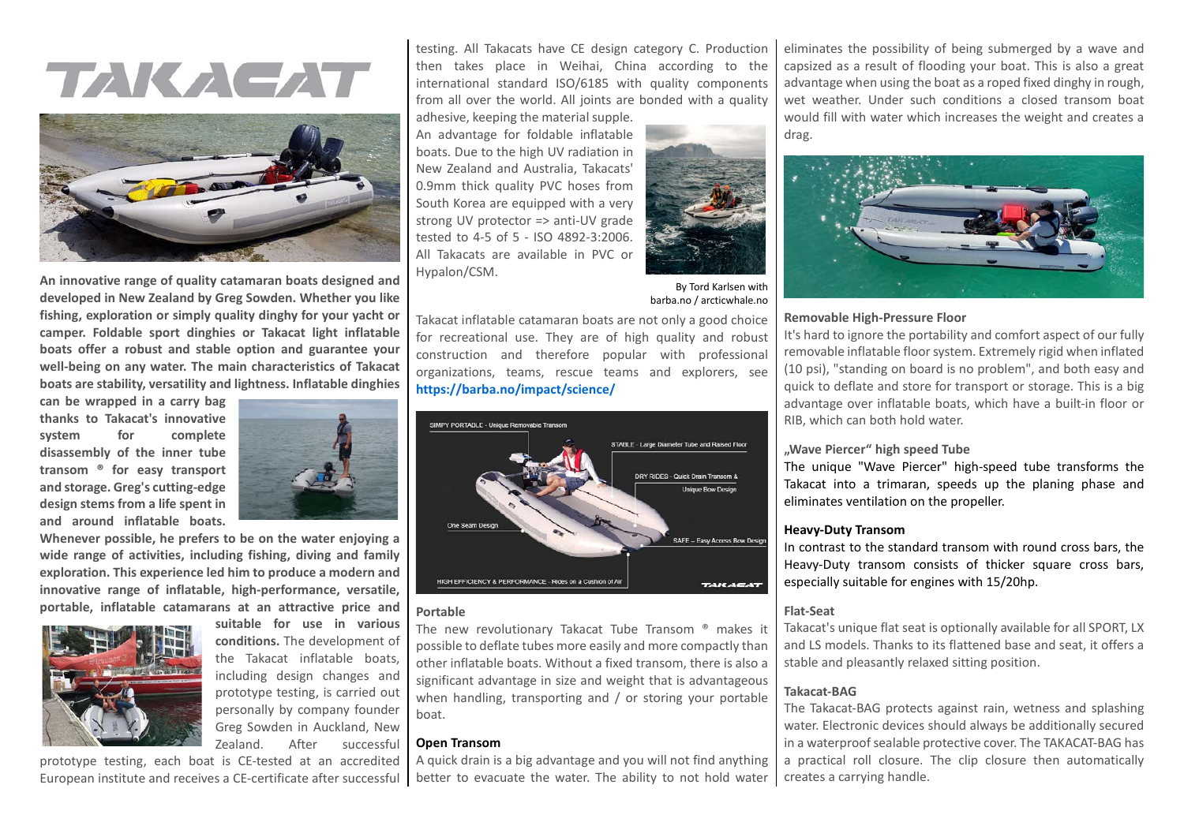# TAKACAT

**An innovative range of quality catamaran boats designed and developed in New Zealand by Greg Sowden. Whether you like fishing, exploration or simply quality dinghy for your yacht or camper. Foldable sport dinghies or Takacat light inflatable boats offer a robust and stable option and guarantee your well-being on any water. The main characteristics of Takacat boats are stability, versatility and lightness. Inflatable dinghies can be wrapped in a carry bag thanks to Takacat's innovative system for complete disassembly of the inner tube transform ® for easy transport and storage. Greg's cutting-edge design stems from a life spent in and around inflatable boats. Whenever possible, he prefers to be on the water enjoying a wide range of activities, including fishing, diving and family exploration. This experience led him to produce a modern and innovative range of inflatable, high-performance, versatile, portable, inflatable catamarans at an attractive price and suitable for use in various conditions.** The development of the Takacat inflatable boats, including design changes and prototype testing, is carried out personally by company founder Greg Sowden in Auckland, New Zealand. After successful prototype testing, each boat is CE-tested at an accredited European institute and receives a CE-certificate after successful testing. All Takacats have CE design category C. Production then takes place in Weihai, China according to the international standard ISO/6185 with quality components from all over the world. All joints are bonded with a quality adhesive, keeping the material supple.

An advantage for foldable inflatable boats. Due to the high UV radiation in New Zealand and Australia, Takacats' 0.9mm thick quality PVC hoses from South Korea are equipped with a very strong UV protector => anti-UV grade tested to 4-5 of 5 - ISO 4892-3:2006. All Takacats are available in PVC or Hypalon/CSM.

By Tord Karlsen with barba.no / arcticwhale.no

Takacat inflatable catamaran boats are not only a good choice for recreational use. They are of high quality and robust construction and therefore popular with professional organizations, teams, rescue teams and explorers, see **https://barba.no/impact/science/**

SIMPY PORTABLE - Unique Removable Transom | STABLE - Large Diameter Tube and Raised Floor | DRY RIDES - Quick Drain Transom & Unique Bow Design | One Seam Design | SAFE - Easy Access Bow Design | HIGH EFFICIENCY & PERFORMANCE - Rides on a Cushion of Air

#### Portable

The new revolutionary Takacat Tube Transom ® makes it possible to deflate tubes more easily and more compactly than other inflatable boats. Without a fixed transom, there is also a significant advantage in size and weight that is advantageous when handling, transporting and / or storing your portable boat.

#### Open Transom

A quick drain is a big advantage and you will not find anything better to evacuate the water. The ability to not hold water eliminates the possibility of being submerged by a wave and capsized as a result of flooding your boat. This is also a great advantage when using the boat as a roped fixed dinghy in rough, wet weather. Under such conditions a closed transom boat would fill with water which increases the weight and creates a drag.

#### Removable High-Pressure Floor

It's hard to ignore the portability and comfort aspect of our fully removable inflatable floor system. Extremely rigid when inflated (10 psi), "standing on board is no problem", and both easy and quick to deflate and store for transport or storage. This is a big advantage over inflatable boats, which have a built-in floor or RIB, which can both hold water.

#### „Wave Piercer“ high speed Tube

The unique "Wave Piercer" high-speed tube transforms the Takacat into a trimaran, speeds up the planing phase and eliminates ventilation on the propeller.

#### Heavy-Duty Transom

In contrast to the standard transom with round cross bars, the Heavy-Duty transom consists of thicker square cross bars, especially suitable for engines with 15/20hp.

#### Flat-Seat

Takacat's unique flat seat is optionally available for all SPORT, LX and LS models. Thanks to its flattened base and seat, it offers a stable and pleasantly relaxed sitting position.

#### Takacat-BAG

The Takacat-BAG protects against rain, wetness and splashing water. Electronic devices should always be additionally secured in a waterproof sealable protective cover. The TAKACAT-BAG has a practical roll closure. The clip closure then automatically creates a carrying handle.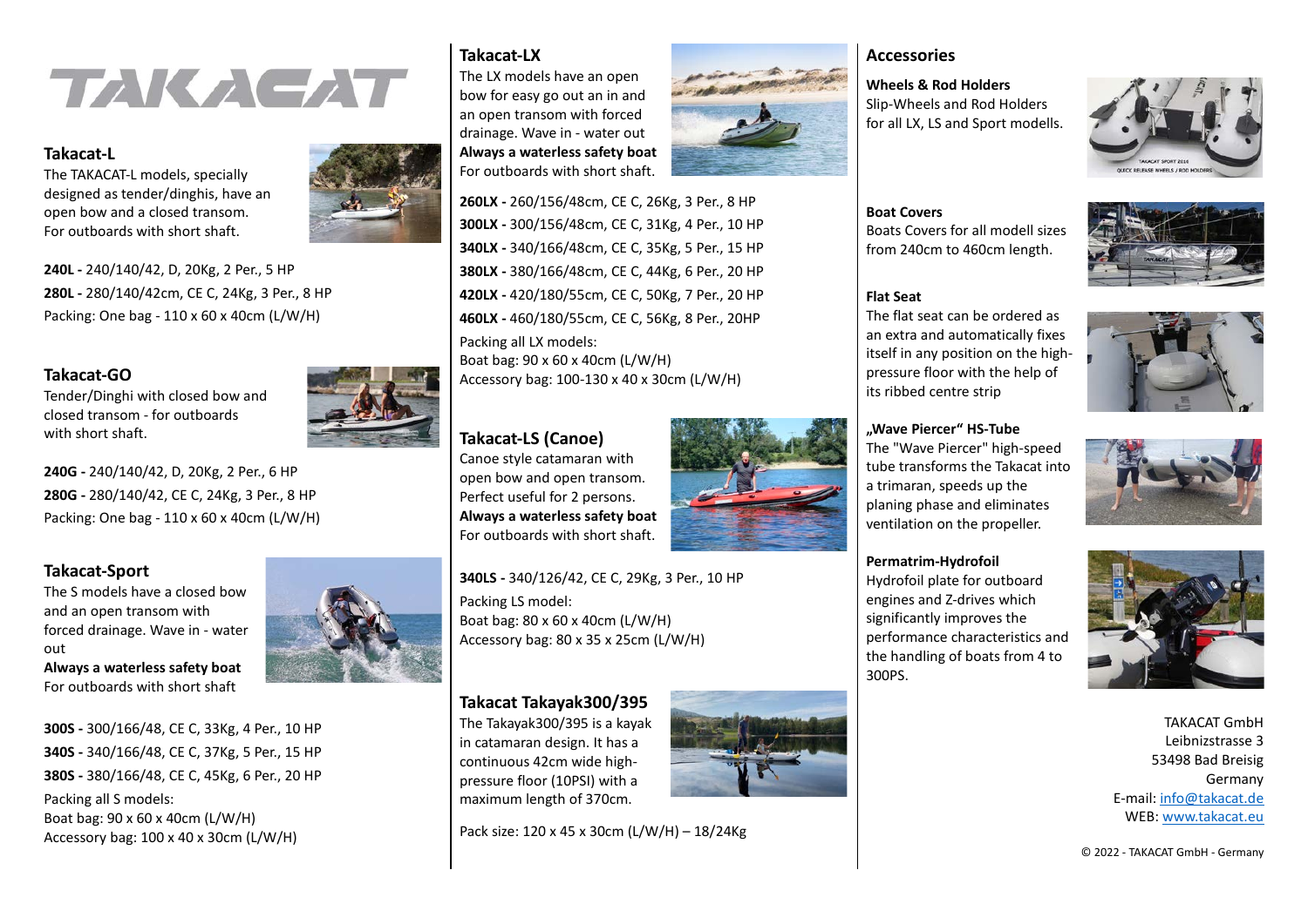# TAKACAT

## Takacat-L

The TAKACAT-L models, specially designed as tender/dinghis, have an open bow and a closed transom. For outboards with short shaft.

**240L -** 240/140/42, D, 20Kg, 2 Per., 5 HP
**280L -** 280/140/42cm, CE C, 24Kg, 3 Per., 8 HP
Packing: One bag - 110 x 60 x 40cm (L/W/H)

## Takacat-GO

Tender/Dinghi with closed bow and closed transom - for outboards with short shaft.

**240G -** 240/140/42, D, 20Kg, 2 Per., 6 HP
**280G -** 280/140/42, CE C, 24Kg, 3 Per., 8 HP
Packing: One bag - 110 x 60 x 40cm (L/W/H)

## Takacat-Sport

The S models have a closed bow and an open transom with forced drainage. Wave in - water out
**Always a waterless safety boat**
For outboards with short shaft

**300S -** 300/166/48, CE C, 33Kg, 4 Per., 10 HP
**340S -** 340/166/48, CE C, 37Kg, 5 Per., 15 HP
**380S -** 380/166/48, CE C, 45Kg, 6 Per., 20 HP
Packing all S models:
Boat bag: 90 x 60 x 40cm (L/W/H)
Accessory bag: 100 x 40 x 30cm (L/W/H)

## Takacat-LX

The LX models have an open bow for easy go out an in and an open transom with forced drainage. Wave in - water out
**Always a waterless safety boat**
For outboards with short shaft.

**260LX -** 260/156/48cm, CE C, 26Kg, 3 Per., 8 HP
**300LX -** 300/156/48cm, CE C, 31Kg, 4 Per., 10 HP
**340LX -** 340/166/48cm, CE C, 35Kg, 5 Per., 15 HP
**380LX -** 380/166/48cm, CE C, 44Kg, 6 Per., 20 HP
**420LX -** 420/180/55cm, CE C, 50Kg, 7 Per., 20 HP
**460LX -** 460/180/55cm, CE C, 56Kg, 8 Per., 20HP
Packing all LX models:
Boat bag: 90 x 60 x 40cm (L/W/H)
Accessory bag: 100-130 x 40 x 30cm (L/W/H)

## Takacat-LS (Canoe)

Canoe style catamaran with open bow and open transom. Perfect useful for 2 persons.
**Always a waterless safety boat**
For outboards with short shaft.

**340LS -** 340/126/42, CE C, 29Kg, 3 Per., 10 HP
Packing LS model:
Boat bag: 80 x 60 x 40cm (L/W/H)
Accessory bag: 80 x 35 x 25cm (L/W/H)

## Takacat Takayak300/395

The Takayak300/395 is a kayak in catamaran design. It has a continuous 42cm wide high-pressure floor (10PSI) with a maximum length of 370cm.

Pack size: 120 x 45 x 30cm (L/W/H) – 18/24Kg

## Accessories

**Wheels & Rod Holders**
Slip-Wheels and Rod Holders for all LX, LS and Sport modells.

**Boat Covers**
Boats Covers for all modell sizes from 240cm to 460cm length.

**Flat Seat**
The flat seat can be ordered as an extra and automatically fixes itself in any position on the high-pressure floor with the help of its ribbed centre strip

**„Wave Piercer“ HS-Tube**
The "Wave Piercer" high-speed tube transforms the Takacat into a trimaran, speeds up the planing phase and eliminates ventilation on the propeller.

**Permatrim-Hydrofoil**
Hydrofoil plate for outboard engines and Z-drives which significantly improves the performance characteristics and the handling of boats from 4 to 300PS.

TAKACAT GmbH
Leibnizstrasse 3
53498 Bad Breisig
Germany
E-mail: info@takacat.de
WEB: www.takacat.eu

© 2022 - TAKACAT GmbH - Germany